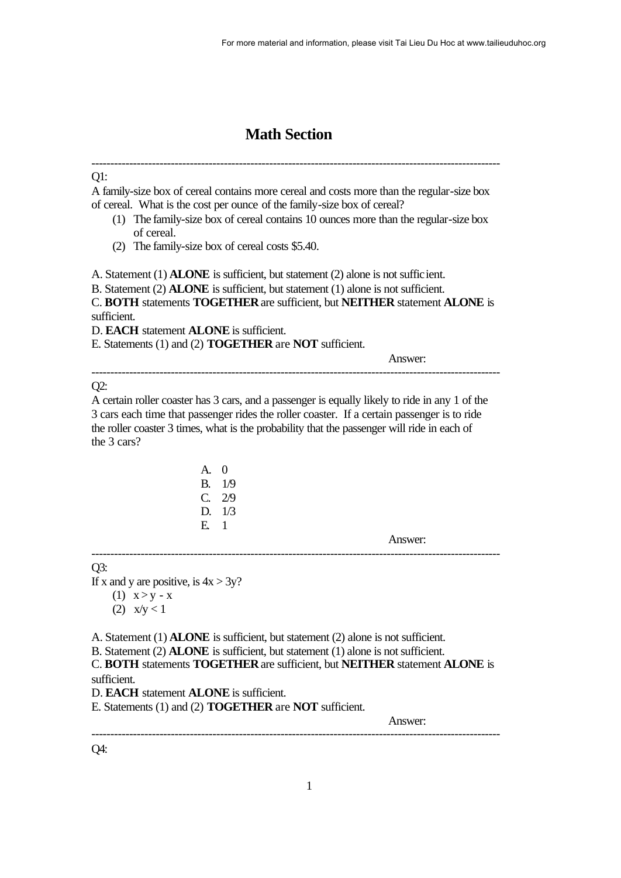# Math Section

---

Q1:

A family-size box of cereal contains more cereal and costs more than the regular-size box of cereal. What is the cost per ounce of the family-size box of cereal?

(1) The family-size box of cereal contains 10 ounces more than the regular-size box of cereal.
(2) The family-size box of cereal costs $5.40.

A. Statement (1) **ALONE** is sufficient, but statement (2) alone is not sufficient.
B. Statement (2) **ALONE** is sufficient, but statement (1) alone is not sufficient.
C. **BOTH** statements **TOGETHER** are sufficient, but **NEITHER** statement **ALONE** is sufficient.
D. **EACH** statement **ALONE** is sufficient.
E. Statements (1) and (2) **TOGETHER** are **NOT** sufficient.

Answer:

---

Q2:

A certain roller coaster has 3 cars, and a passenger is equally likely to ride in any 1 of the 3 cars each time that passenger rides the roller coaster. If a certain passenger is to ride the roller coaster 3 times, what is the probability that the passenger will ride in each of the 3 cars?

A. 0
B. 1/9
C. 2/9
D. 1/3
E. 1

Answer:

---

Q3:

If x and y are positive, is $4x > 3y$?

(1) $x > y - x$
(2) $x/y < 1$

A. Statement (1) **ALONE** is sufficient, but statement (2) alone is not sufficient.
B. Statement (2) **ALONE** is sufficient, but statement (1) alone is not sufficient.
C. **BOTH** statements **TOGETHER** are sufficient, but **NEITHER** statement **ALONE** is sufficient.
D. **EACH** statement **ALONE** is sufficient.
E. Statements (1) and (2) **TOGETHER** are **NOT** sufficient.

Answer:

---

Q4: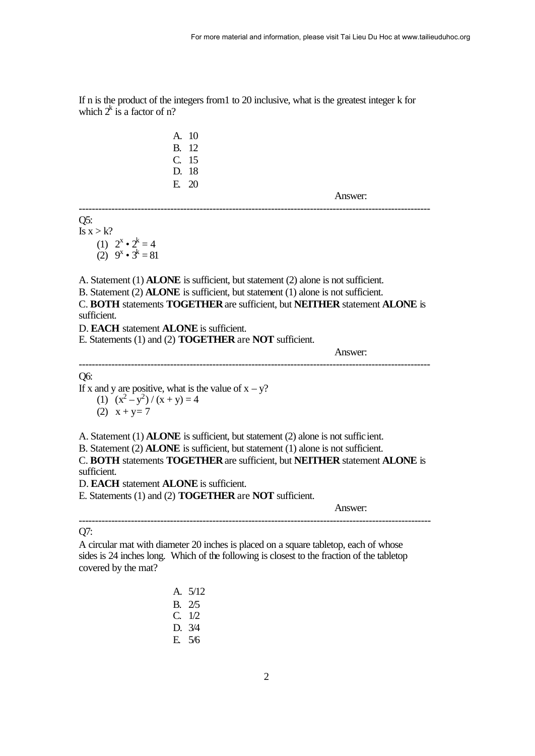If n is the product of the integers from1 to 20 inclusive, what is the greatest integer k for which $2^k$ is a factor of n?

A. 10
B. 12
C. 15
D. 18
E. 20

Answer:

---

Q5:
Is $x > k$?

(1) $2^x \cdot 2^k = 4$
(2) $9^x \cdot 3^k = 81$

A. Statement (1) **ALONE** is sufficient, but statement (2) alone is not sufficient.
B. Statement (2) **ALONE** is sufficient, but statement (1) alone is not sufficient.
C. **BOTH** statements **TOGETHER** are sufficient, but **NEITHER** statement **ALONE** is sufficient.
D. **EACH** statement **ALONE** is sufficient.
E. Statements (1) and (2) **TOGETHER** are **NOT** sufficient.

Answer:

---

Q6:
If x and y are positive, what is the value of $x - y$?

(1) $(x^2 - y^2) / (x + y) = 4$
(2) $x + y = 7$

A. Statement (1) **ALONE** is sufficient, but statement (2) alone is not sufficient.
B. Statement (2) **ALONE** is sufficient, but statement (1) alone is not sufficient.
C. **BOTH** statements **TOGETHER** are sufficient, but **NEITHER** statement **ALONE** is sufficient.
D. **EACH** statement **ALONE** is sufficient.
E. Statements (1) and (2) **TOGETHER** are **NOT** sufficient.

Answer:

---

Q7:
A circular mat with diameter 20 inches is placed on a square tabletop, each of whose sides is 24 inches long. Which of the following is closest to the fraction of the tabletop covered by the mat?

A. 5/12
B. 2/5
C. 1/2
D. 3/4
E. 5/6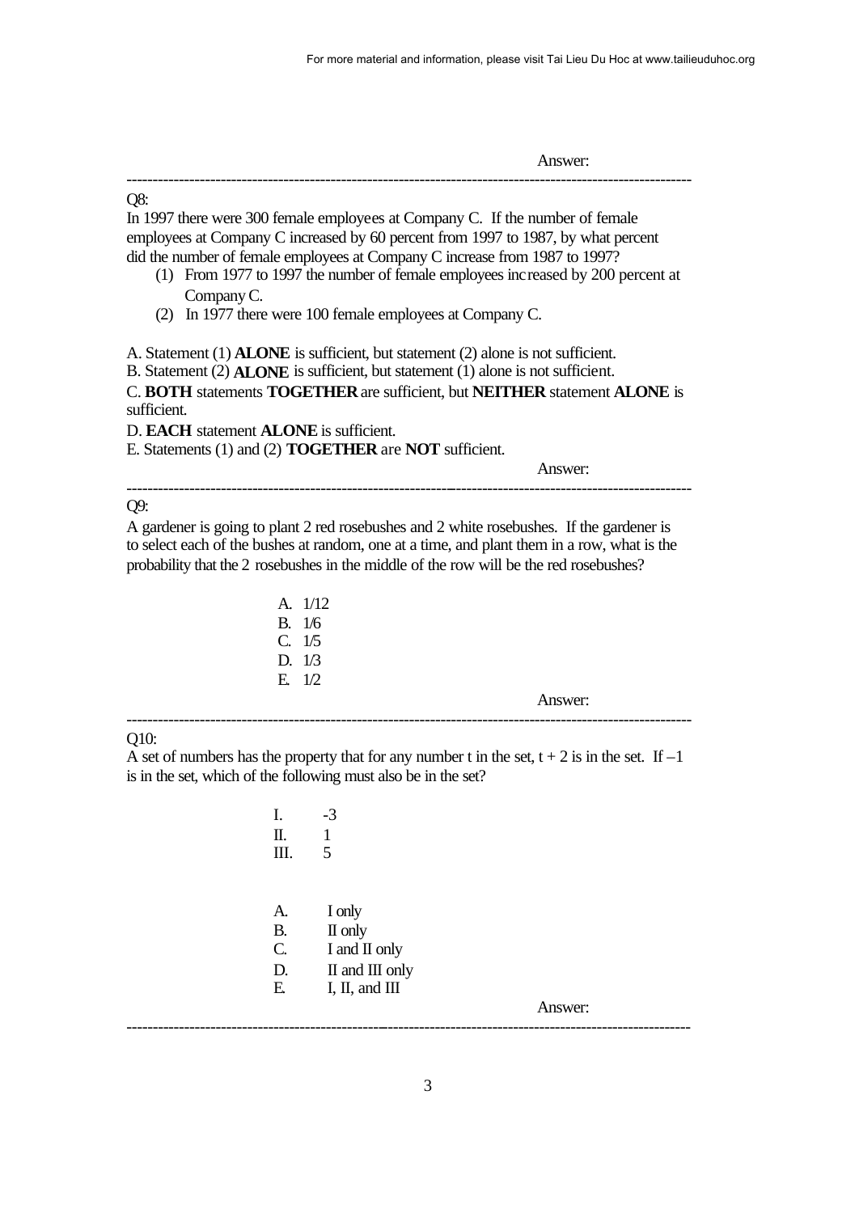Answer:

---

Q8:

In 1997 there were 300 female employees at Company C. If the number of female employees at Company C increased by 60 percent from 1997 to 1987, by what percent did the number of female employees at Company C increase from 1987 to 1997?

(1) From 1977 to 1997 the number of female employees increased by 200 percent at Company C.

(2) In 1977 there were 100 female employees at Company C.

A. Statement (1) **ALONE** is sufficient, but statement (2) alone is not sufficient.

B. Statement (2) **ALONE** is sufficient, but statement (1) alone is not sufficient.

C. **BOTH** statements **TOGETHER** are sufficient, but **NEITHER** statement **ALONE** is sufficient.

D. **EACH** statement **ALONE** is sufficient.

E. Statements (1) and (2) **TOGETHER** are **NOT** sufficient.

Answer:

---

Q9:

A gardener is going to plant 2 red rosebushes and 2 white rosebushes. If the gardener is to select each of the bushes at random, one at a time, and plant them in a row, what is the probability that the 2 rosebushes in the middle of the row will be the red rosebushes?

A. 1/12
B. 1/6
C. 1/5
D. 1/3
E. 1/2

Answer:

---

Q10:

A set of numbers has the property that for any number t in the set, t + 2 is in the set. If –1 is in the set, which of the following must also be in the set?

I. -3
II. 1
III. 5

A. I only
B. II only
C. I and II only
D. II and III only
E. I, II, and III

Answer:

---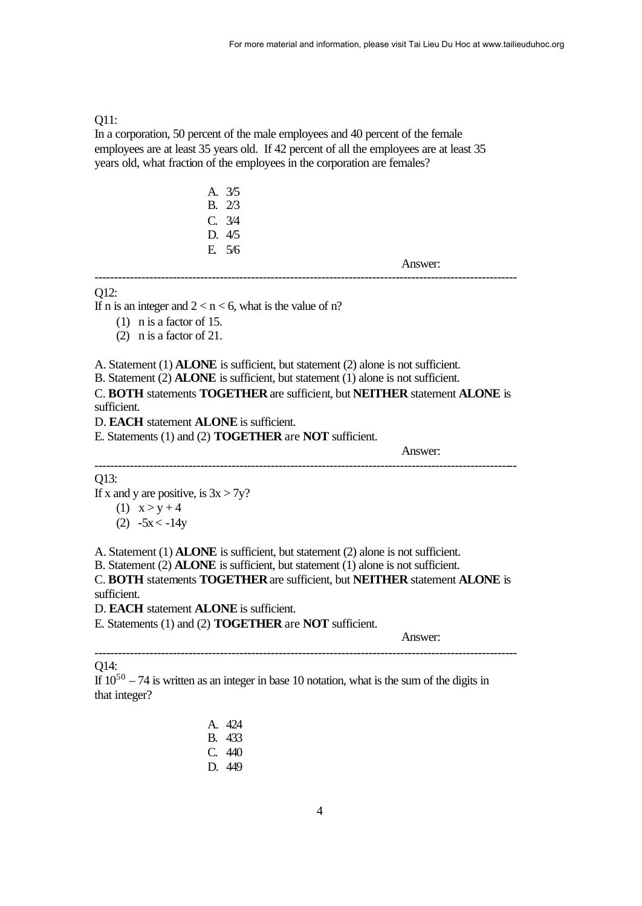Q11:

In a corporation, 50 percent of the male employees and 40 percent of the female employees are at least 35 years old. If 42 percent of all the employees are at least 35 years old, what fraction of the employees in the corporation are females?

A. 3/5
B. 2/3
C. 3/4
D. 4/5
E. 5/6

Answer:

---

Q12:

If n is an integer and $2 < n < 6$, what is the value of n?

(1) n is a factor of 15.
(2) n is a factor of 21.

A. Statement (1) **ALONE** is sufficient, but statement (2) alone is not sufficient.
B. Statement (2) **ALONE** is sufficient, but statement (1) alone is not sufficient.
C. **BOTH** statements **TOGETHER** are sufficient, but **NEITHER** statement **ALONE** is sufficient.
D. **EACH** statement **ALONE** is sufficient.
E. Statements (1) and (2) **TOGETHER** are **NOT** sufficient.

Answer:

---

Q13:

If x and y are positive, is $3x > 7y$?

(1) $x > y + 4$
(2) $-5x < -14y$

A. Statement (1) **ALONE** is sufficient, but statement (2) alone is not sufficient.
B. Statement (2) **ALONE** is sufficient, but statement (1) alone is not sufficient.
C. **BOTH** statements **TOGETHER** are sufficient, but **NEITHER** statement **ALONE** is sufficient.
D. **EACH** statement **ALONE** is sufficient.
E. Statements (1) and (2) **TOGETHER** are **NOT** sufficient.

Answer:

---

Q14:

If $10^{50} - 74$ is written as an integer in base 10 notation, what is the sum of the digits in that integer?

A. 424
B. 433
C. 440
D. 449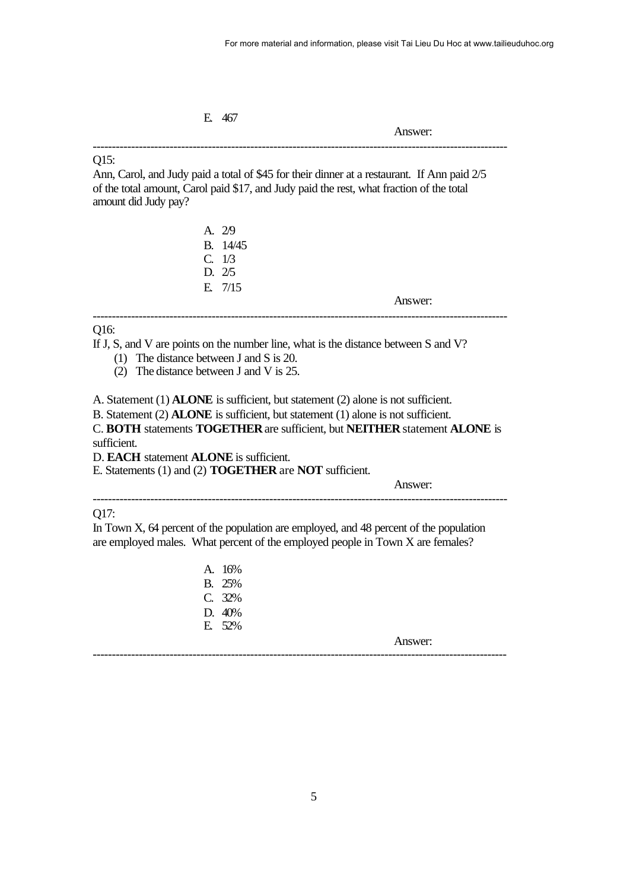E. 467

Answer:

---

Q15:

Ann, Carol, and Judy paid a total of $45 for their dinner at a restaurant. If Ann paid 2/5 of the total amount, Carol paid $17, and Judy paid the rest, what fraction of the total amount did Judy pay?

A. 2/9
B. 14/45
C. 1/3
D. 2/5
E. 7/15

Answer:

---

Q16:

If J, S, and V are points on the number line, what is the distance between S and V?

(1) The distance between J and S is 20.
(2) The distance between J and V is 25.

A. Statement (1) **ALONE** is sufficient, but statement (2) alone is not sufficient.
B. Statement (2) **ALONE** is sufficient, but statement (1) alone is not sufficient.
C. **BOTH** statements **TOGETHER** are sufficient, but **NEITHER** statement **ALONE** is sufficient.
D. **EACH** statement **ALONE** is sufficient.
E. Statements (1) and (2) **TOGETHER** are **NOT** sufficient.

Answer:

---

Q17:

In Town X, 64 percent of the population are employed, and 48 percent of the population are employed males. What percent of the employed people in Town X are females?

A. 16%
B. 25%
C. 32%
D. 40%
E. 52%

Answer:

---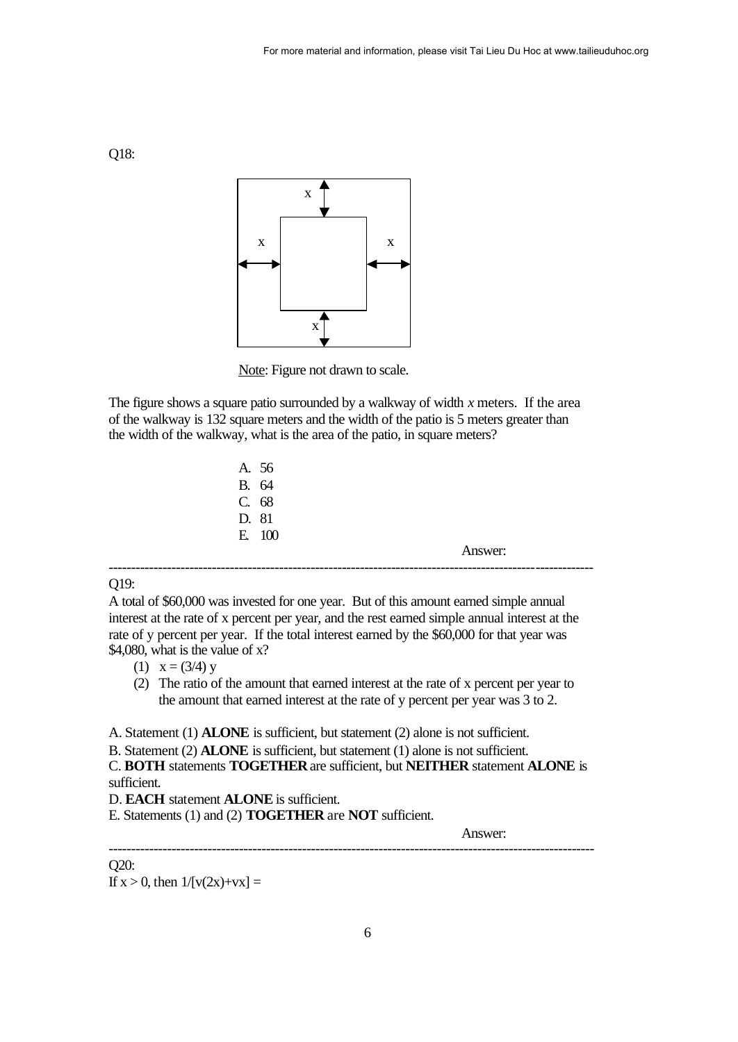Q18:

x

x x

x

Note: Figure not drawn to scale.

The figure shows a square patio surrounded by a walkway of width *x* meters. If the area of the walkway is 132 square meters and the width of the patio is 5 meters greater than the width of the walkway, what is the area of the patio, in square meters?

A. 56
B. 64
C. 68
D. 81
E. 100

Answer:

---

Q19:
A total of \$60,000 was invested for one year. But of this amount earned simple annual interest at the rate of x percent per year, and the rest earned simple annual interest at the rate of y percent per year. If the total interest earned by the \$60,000 for that year was \$4,080, what is the value of x?

(1) $x = (3/4)y$
(2) The ratio of the amount that earned interest at the rate of x percent per year to the amount that earned interest at the rate of y percent per year was 3 to 2.

A. Statement (1) **ALONE** is sufficient, but statement (2) alone is not sufficient.
B. Statement (2) **ALONE** is sufficient, but statement (1) alone is not sufficient.
C. **BOTH** statements **TOGETHER** are sufficient, but **NEITHER** statement **ALONE** is sufficient.
D. **EACH** statement **ALONE** is sufficient.
E. Statements (1) and (2) **TOGETHER** are **NOT** sufficient.

Answer:

---

Q20:
If $x > 0$, then $1/[v(2x)+vx] =$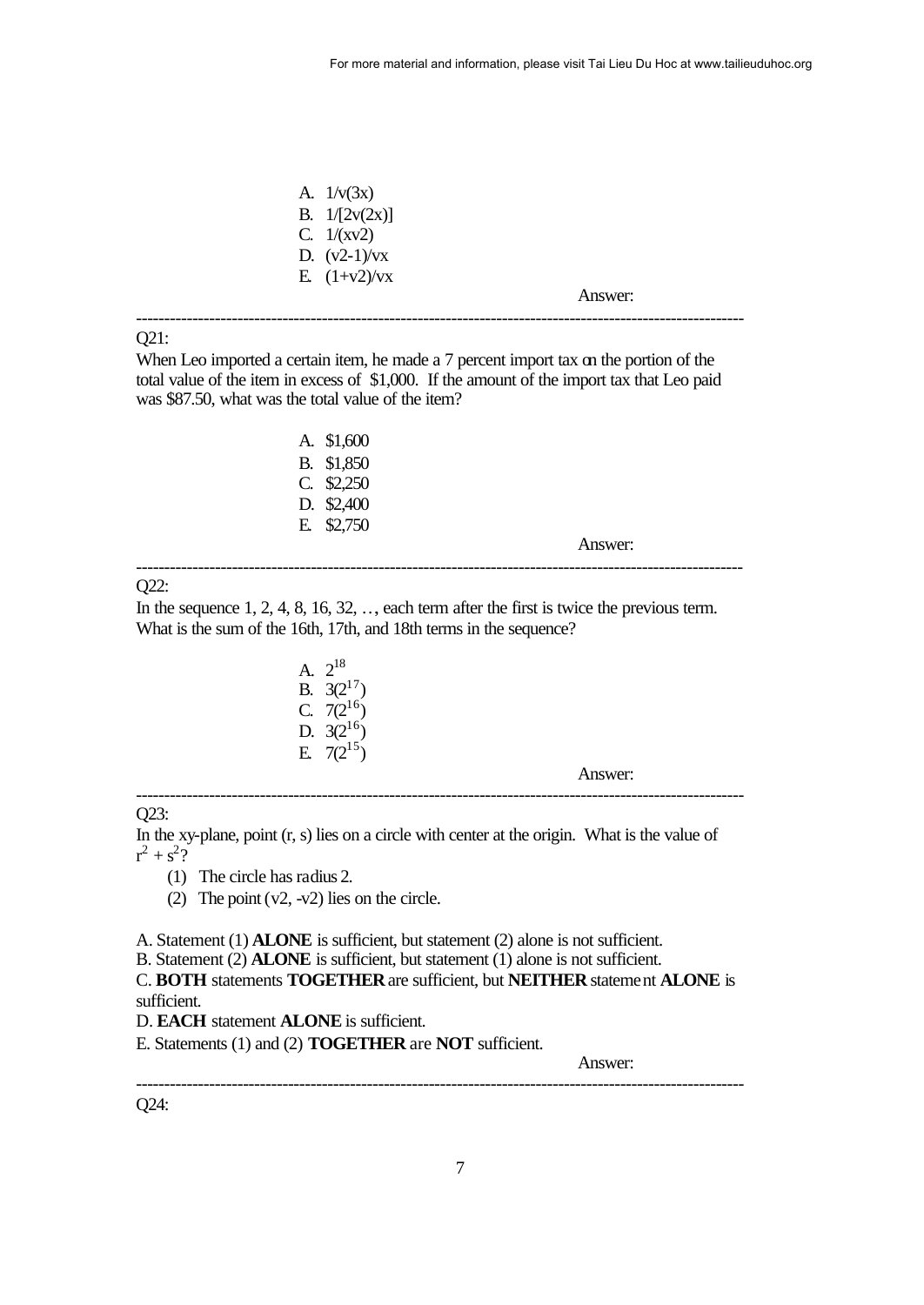A. $1/\sqrt{(3x)}$
B. $1/[2\sqrt{(2x)}]$
C. $1/(x\sqrt{2})$
D. $(\sqrt{2}-1)/\sqrt{x}$
E. $(1+\sqrt{2})/\sqrt{x}$

Answer:

---

Q21:

When Leo imported a certain item, he made a 7 percent import tax on the portion of the total value of the item in excess of $1,000. If the amount of the import tax that Leo paid was $87.50, what was the total value of the item?

A. $1,600
B. $1,850
C. $2,250
D. $2,400
E. $2,750

Answer:

---

Q22:

In the sequence 1, 2, 4, 8, 16, 32, …, each term after the first is twice the previous term. What is the sum of the 16th, 17th, and 18th terms in the sequence?

A. $2^{18}$
B. $3(2^{17})$
C. $7(2^{16})$
D. $3(2^{16})$
E. $7(2^{15})$

Answer:

---

Q23:

In the xy-plane, point (r, s) lies on a circle with center at the origin. What is the value of $r^2 + s^2$?

(1) The circle has radius 2.
(2) The point $(\sqrt{2}, -\sqrt{2})$ lies on the circle.

A. Statement (1) **ALONE** is sufficient, but statement (2) alone is not sufficient.
B. Statement (2) **ALONE** is sufficient, but statement (1) alone is not sufficient.
C. **BOTH** statements **TOGETHER** are sufficient, but **NEITHER** statement **ALONE** is sufficient.
D. **EACH** statement **ALONE** is sufficient.
E. Statements (1) and (2) **TOGETHER** are **NOT** sufficient.

Answer:

---

Q24: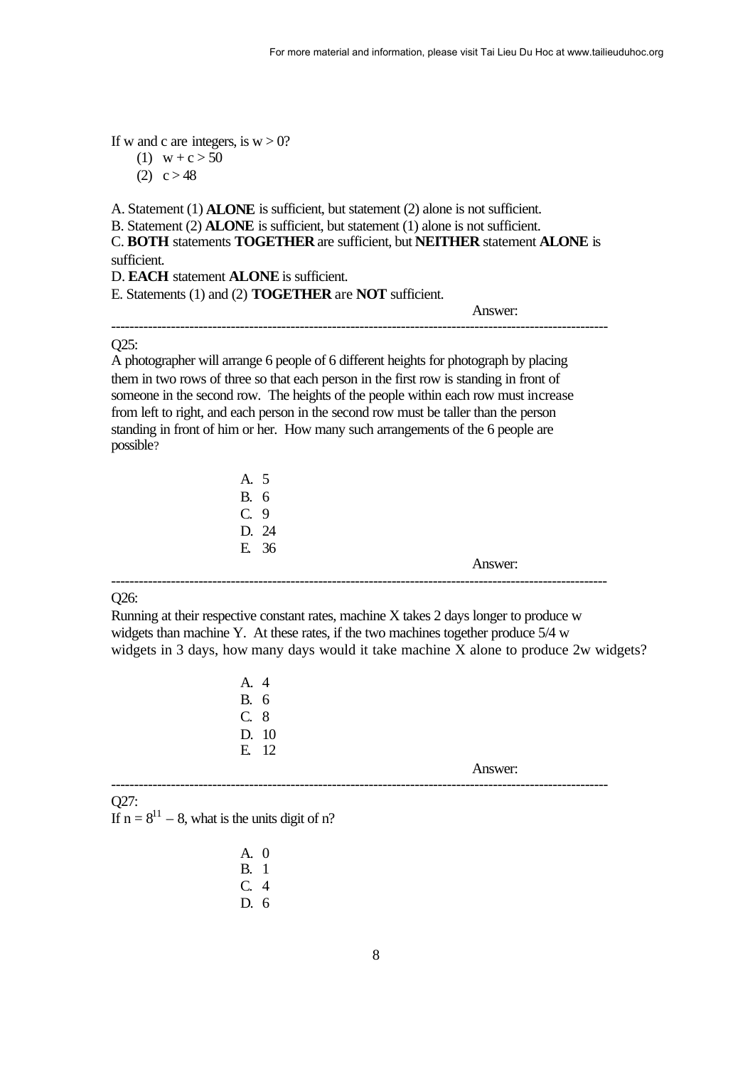If w and c are integers, is $w > 0$?

(1) $w + c > 50$
(2) $c > 48$

A. Statement (1) **ALONE** is sufficient, but statement (2) alone is not sufficient.
B. Statement (2) **ALONE** is sufficient, but statement (1) alone is not sufficient.
C. **BOTH** statements **TOGETHER** are sufficient, but **NEITHER** statement **ALONE** is sufficient.
D. **EACH** statement **ALONE** is sufficient.
E. Statements (1) and (2) **TOGETHER** are **NOT** sufficient.

Answer:

---

Q25:
A photographer will arrange 6 people of 6 different heights for photograph by placing them in two rows of three so that each person in the first row is standing in front of someone in the second row. The heights of the people within each row must increase from left to right, and each person in the second row must be taller than the person standing in front of him or her. How many such arrangements of the 6 people are possible?

A. 5
B. 6
C. 9
D. 24
E. 36

Answer:

---

Q26:
Running at their respective constant rates, machine X takes 2 days longer to produce w widgets than machine Y. At these rates, if the two machines together produce 5/4 w widgets in 3 days, how many days would it take machine X alone to produce 2w widgets?

A. 4
B. 6
C. 8
D. 10
E. 12

Answer:

---

Q27:
If $n = 8^{11} - 8$, what is the units digit of n?

A. 0
B. 1
C. 4
D. 6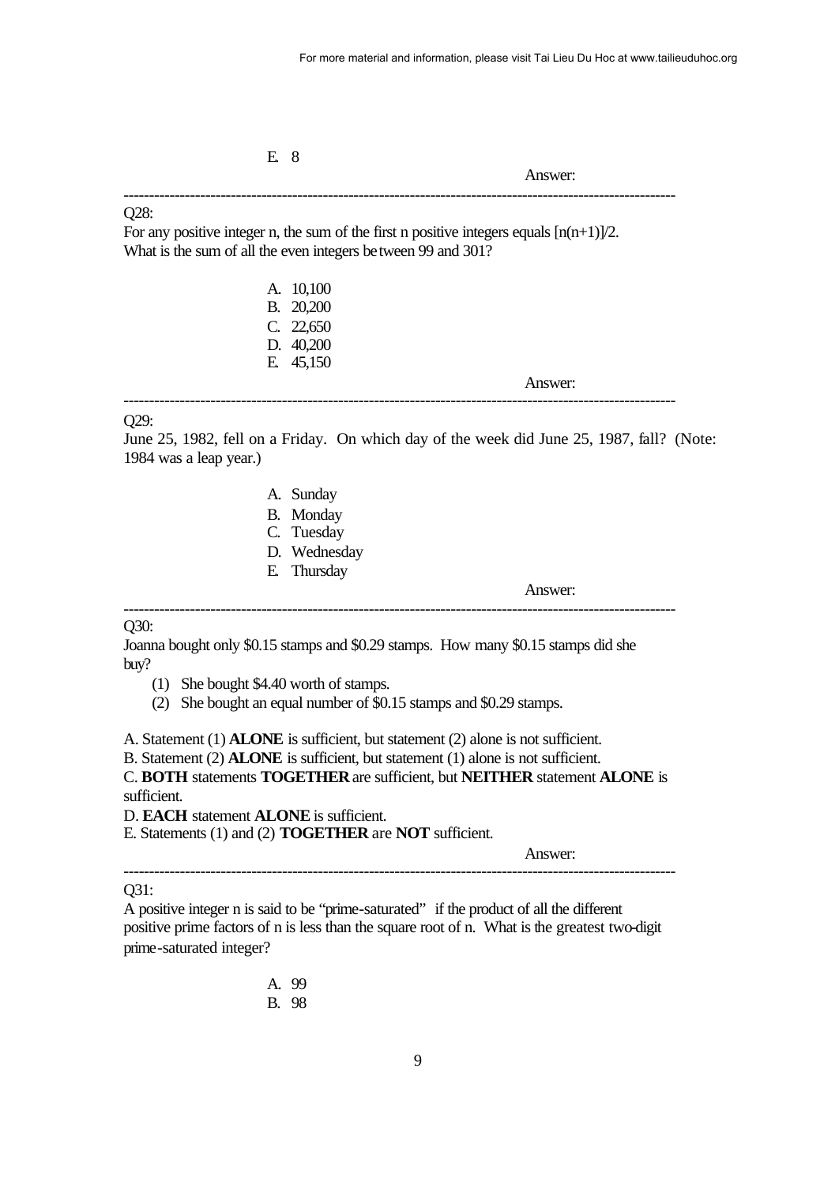E. 8

Answer:

---

Q28:

For any positive integer n, the sum of the first n positive integers equals $[n(n+1)]/2$. What is the sum of all the even integers between 99 and 301?

A. 10,100
B. 20,200
C. 22,650
D. 40,200
E. 45,150

Answer:

---

Q29:

June 25, 1982, fell on a Friday. On which day of the week did June 25, 1987, fall? (Note: 1984 was a leap year.)

A. Sunday
B. Monday
C. Tuesday
D. Wednesday
E. Thursday

Answer:

---

Q30:

Joanna bought only $0.15 stamps and $0.29 stamps. How many $0.15 stamps did she buy?

(1) She bought $4.40 worth of stamps.
(2) She bought an equal number of $0.15 stamps and $0.29 stamps.

A. Statement (1) **ALONE** is sufficient, but statement (2) alone is not sufficient.
B. Statement (2) **ALONE** is sufficient, but statement (1) alone is not sufficient.
C. **BOTH** statements **TOGETHER** are sufficient, but **NEITHER** statement **ALONE** is sufficient.
D. **EACH** statement **ALONE** is sufficient.
E. Statements (1) and (2) **TOGETHER** are **NOT** sufficient.

Answer:

---

Q31:

A positive integer n is said to be "prime-saturated" if the product of all the different positive prime factors of n is less than the square root of n. What is the greatest two-digit prime-saturated integer?

A. 99
B. 98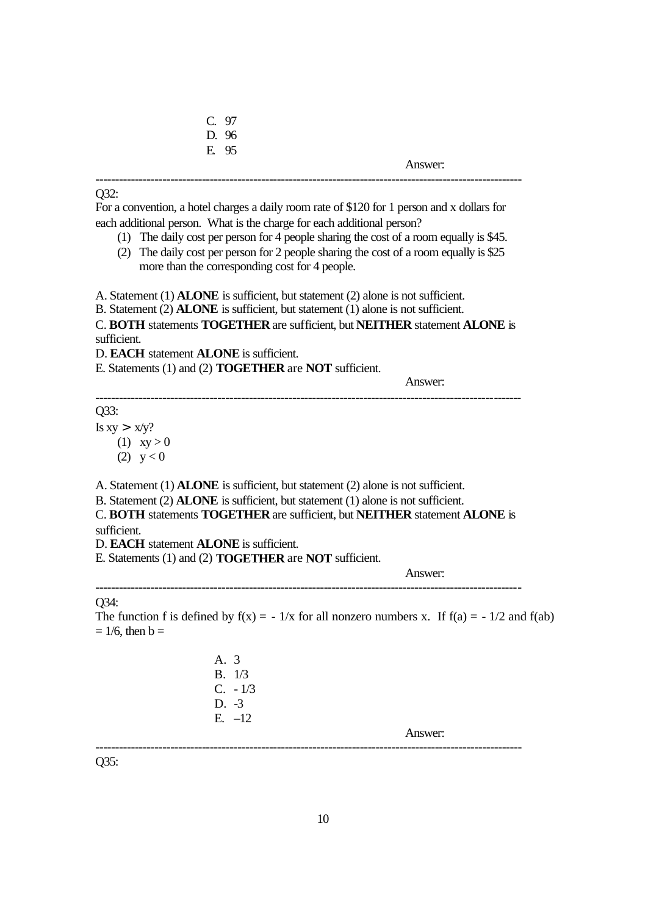C. 97
D. 96
E. 95

Answer:

---

Q32:

For a convention, a hotel charges a daily room rate of $120 for 1 person and x dollars for each additional person. What is the charge for each additional person?

1. The daily cost per person for 4 people sharing the cost of a room equally is $45.
2. The daily cost per person for 2 people sharing the cost of a room equally is $25 more than the corresponding cost for 4 people.

A. Statement (1) **ALONE** is sufficient, but statement (2) alone is not sufficient.
B. Statement (2) **ALONE** is sufficient, but statement (1) alone is not sufficient.
C. **BOTH** statements **TOGETHER** are sufficient, but **NEITHER** statement **ALONE** is sufficient.
D. **EACH** statement **ALONE** is sufficient.
E. Statements (1) and (2) **TOGETHER** are **NOT** sufficient.

Answer:

---

Q33:

Is $xy > x/y$?

1. $xy > 0$
2. $y < 0$

A. Statement (1) **ALONE** is sufficient, but statement (2) alone is not sufficient.
B. Statement (2) **ALONE** is sufficient, but statement (1) alone is not sufficient.
C. **BOTH** statements **TOGETHER** are sufficient, but **NEITHER** statement **ALONE** is sufficient.
D. **EACH** statement **ALONE** is sufficient.
E. Statements (1) and (2) **TOGETHER** are **NOT** sufficient.

Answer:

---

Q34:

The function f is defined by $f(x) = -1/x$ for all nonzero numbers x. If $f(a) = -1/2$ and $f(ab) = 1/6$, then $b =$

A. 3
B. 1/3
C. - 1/3
D. -3
E. –12

Answer:

---

Q35: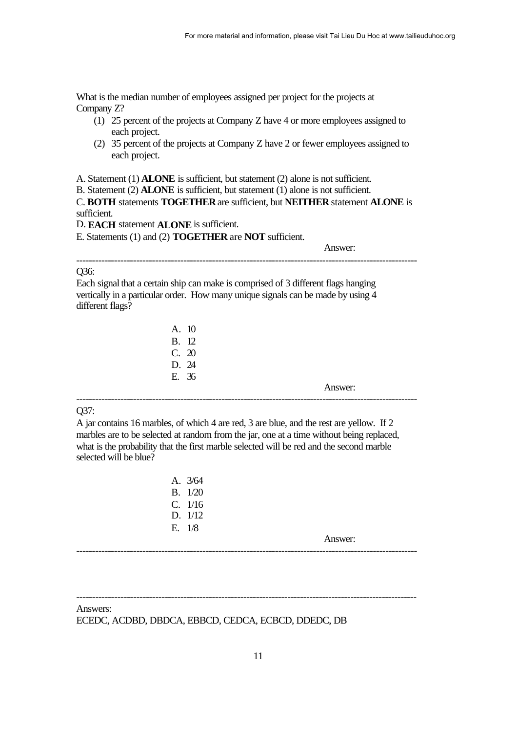What is the median number of employees assigned per project for the projects at Company Z?

(1) 25 percent of the projects at Company Z have 4 or more employees assigned to each project.
(2) 35 percent of the projects at Company Z have 2 or fewer employees assigned to each project.

A. Statement (1) **ALONE** is sufficient, but statement (2) alone is not sufficient.
B. Statement (2) **ALONE** is sufficient, but statement (1) alone is not sufficient.
C. **BOTH** statements **TOGETHER** are sufficient, but **NEITHER** statement **ALONE** is sufficient.
D. **EACH** statement **ALONE** is sufficient.
E. Statements (1) and (2) **TOGETHER** are **NOT** sufficient.

Answer:

---

Q36:

Each signal that a certain ship can make is comprised of 3 different flags hanging vertically in a particular order. How many unique signals can be made by using 4 different flags?

A. 10
B. 12
C. 20
D. 24
E. 36

Answer:

---

Q37:

A jar contains 16 marbles, of which 4 are red, 3 are blue, and the rest are yellow. If 2 marbles are to be selected at random from the jar, one at a time without being replaced, what is the probability that the first marble selected will be red and the second marble selected will be blue?

A. 3/64
B. 1/20
C. 1/16
D. 1/12
E. 1/8

Answer:

---

---

Answers:
ECEDC, ACDBD, DBDCA, EBBCD, CEDCA, ECBCD, DDEDC, DB